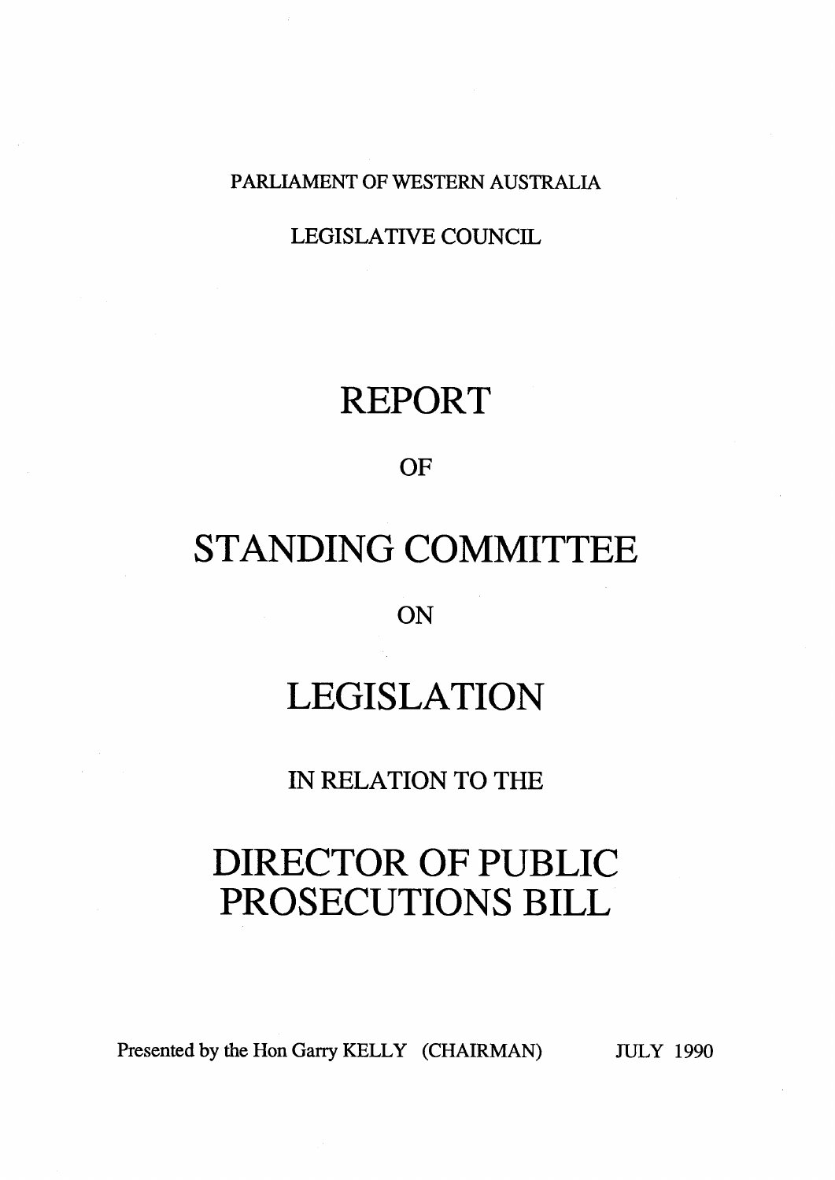PARLIAMENT OF WESTERN AUSTRALIA

LEGISLATIVE COUNCIL

# REPORT

OF

# STANDING COMMITTEE

ON

# LEGISLATION

IN RELATION TO THE

# DIRECTOR OF PUBLIC PROSECUTIONS BILL

Presented by the Hon Garry KELLY (CHAIRMAN) JULY 1990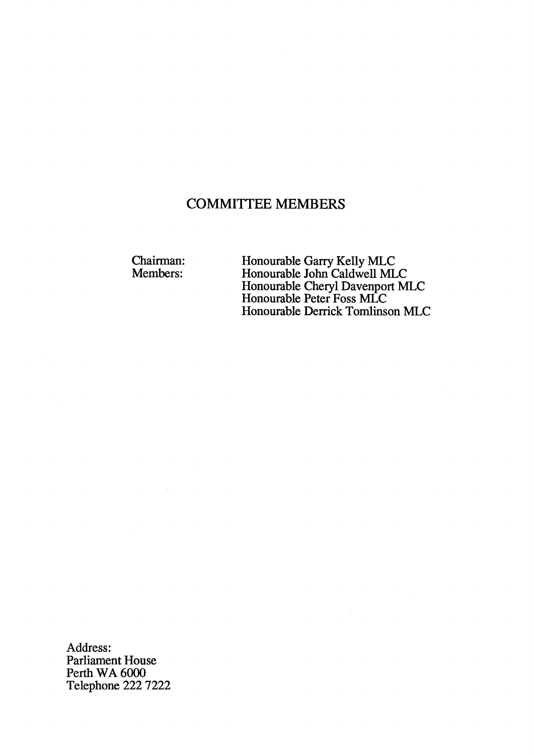# COMMITTEE MEMBERS

| | |
|---|---|
| Chairman: | Honourable Garry Kelly MLC |
| Members: | Honourable John Caldwell MLC |
| | Honourable Cheryl Davenport MLC |
| | Honourable Peter Foss MLC |
| | Honourable Derrick Tomlinson MLC |

Address:
Parliament House
Perth WA 6000
Telephone 222 7222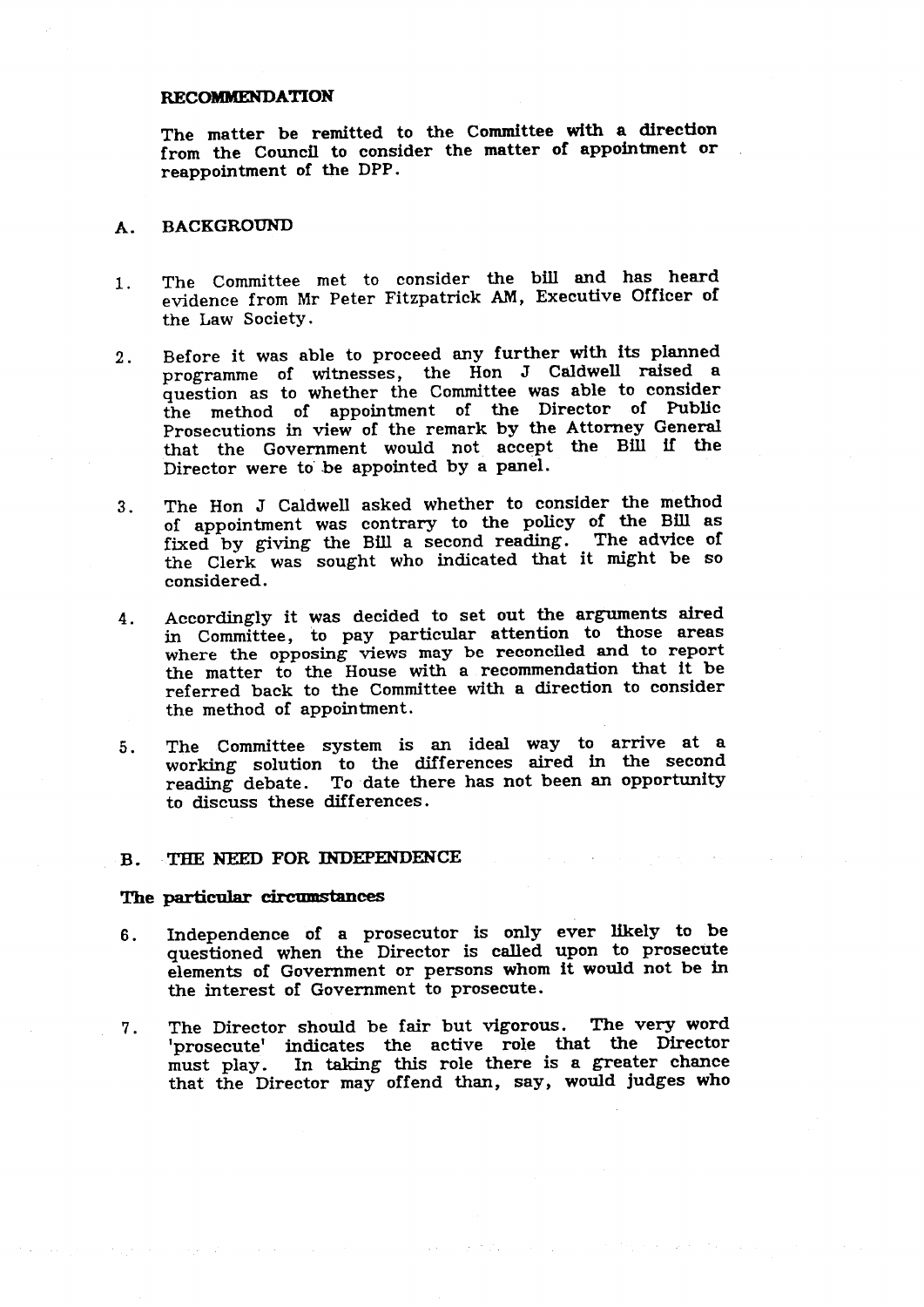**RECOMMENDATION**

The matter be remitted to the Committee with a direction from the Council to consider the matter of appointment or reappointment of the DPP.

## A. BACKGROUND

1. The Committee met to consider the bill and has heard evidence from Mr Peter Fitzpatrick AM, Executive Officer of the Law Society.

2. Before it was able to proceed any further with its planned programme of witnesses, the Hon J Caldwell raised a question as to whether the Committee was able to consider the method of appointment of the Director of Public Prosecutions in view of the remark by the Attorney General that the Government would not accept the Bill if the Director were to be appointed by a panel.

3. The Hon J Caldwell asked whether to consider the method of appointment was contrary to the policy of the Bill as fixed by giving the Bill a second reading. The advice of the Clerk was sought who indicated that it might be so considered.

4. Accordingly it was decided to set out the arguments aired in Committee, to pay particular attention to those areas where the opposing views may be reconciled and to report the matter to the House with a recommendation that it be referred back to the Committee with a direction to consider the method of appointment.

5. The Committee system is an ideal way to arrive at a working solution to the differences aired in the second reading debate. To date there has not been an opportunity to discuss these differences.

## B. THE NEED FOR INDEPENDENCE

### The particular circumstances

6. Independence of a prosecutor is only ever likely to be questioned when the Director is called upon to prosecute elements of Government or persons whom it would not be in the interest of Government to prosecute.

7. The Director should be fair but vigorous. The very word 'prosecute' indicates the active role that the Director must play. In taking this role there is a greater chance that the Director may offend than, say, would judges who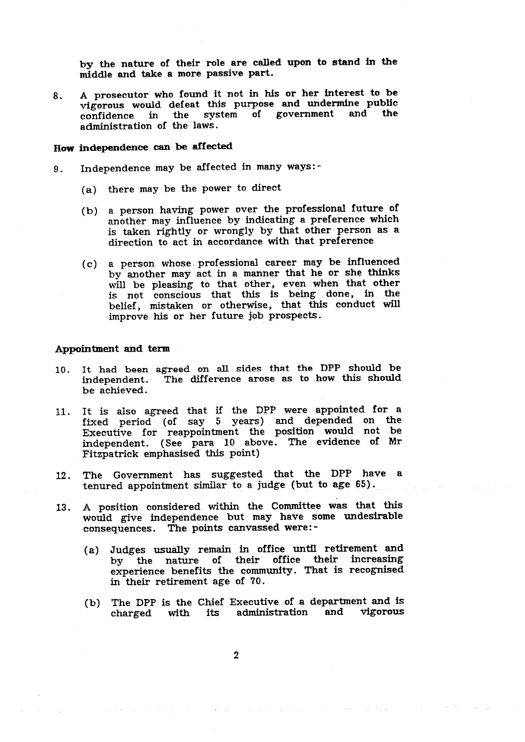by the nature of their role are called upon to stand in the middle and take a more passive part.

8. A prosecutor who found it not in his or her interest to be vigorous would defeat this purpose and undermine public confidence in the system of government and the administration of the laws.

### How independence can be affected

9. Independence may be affected in many ways:-

   (a) there may be the power to direct

   (b) a person having power over the professional future of another may influence by indicating a preference which is taken rightly or wrongly by that other person as a direction to act in accordance with that preference

   (c) a person whose professional career may be influenced by another may act in a manner that he or she thinks will be pleasing to that other, even when that other is not conscious that this is being done, in the belief, mistaken or otherwise, that this conduct will improve his or her future job prospects.

### Appointment and term

10. It had been agreed on all sides that the DPP should be independent. The difference arose as to how this should be achieved.

11. It is also agreed that if the DPP were appointed for a fixed period (of say 5 years) and depended on the Executive for reappointment the position would not be independent. (See para 10 above. The evidence of Mr Fitzpatrick emphasised this point)

12. The Government has suggested that the DPP have a tenured appointment similar to a judge (but to age 65).

13. A position considered within the Committee was that this would give independence but may have some undesirable consequences. The points canvassed were:-

   (a) Judges usually remain in office until retirement and by the nature of their office their increasing experience benefits the community. That is recognised in their retirement age of 70.

   (b) The DPP is the Chief Executive of a department and is charged with its administration and vigorous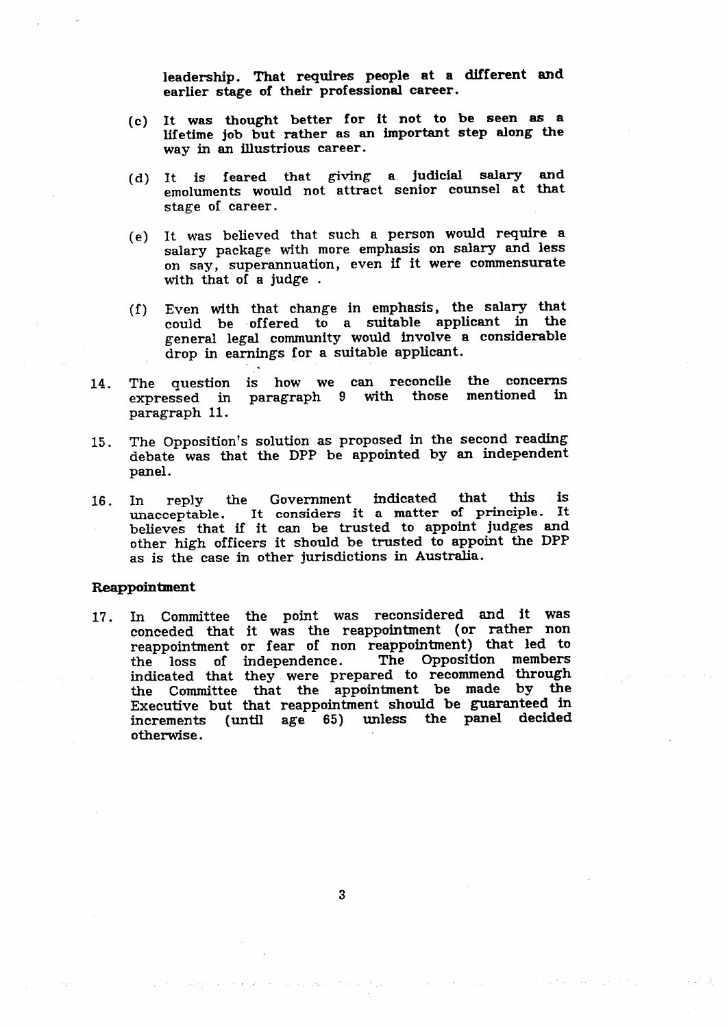leadership. That requires people at a different and earlier stage of their professional career.

(c) It was thought better for it not to be seen as a lifetime job but rather as an important step along the way in an illustrious career.

(d) It is feared that giving a judicial salary and emoluments would not attract senior counsel at that stage of career.

(e) It was believed that such a person would require a salary package with more emphasis on salary and less on say, superannuation, even if it were commensurate with that of a judge .

(f) Even with that change in emphasis, the salary that could be offered to a suitable applicant in the general legal community would involve a considerable drop in earnings for a suitable applicant.

14. The question is how we can reconcile the concerns expressed in paragraph 9 with those mentioned in paragraph 11.

15. The Opposition's solution as proposed in the second reading debate was that the DPP be appointed by an independent panel.

16. In reply the Government indicated that this is unacceptable. It considers it a matter of principle. It believes that if it can be trusted to appoint judges and other high officers it should be trusted to appoint the DPP as is the case in other jurisdictions in Australia.

**Reappointment**

17. In Committee the point was reconsidered and it was conceded that it was the reappointment (or rather non reappointment or fear of non reappointment) that led to the loss of independence. The Opposition members indicated that they were prepared to recommend through the Committee that the appointment be made by the Executive but that reappointment should be guaranteed in increments (until age 65) unless the panel decided otherwise.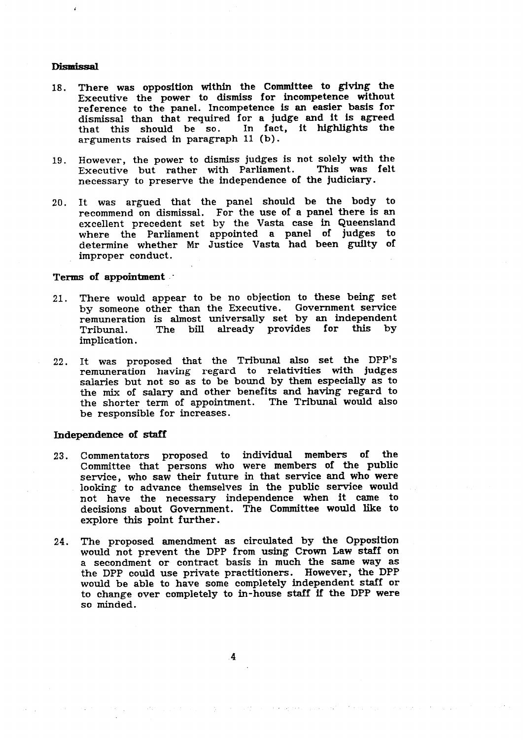### Dismissal

18. There was opposition within the Committee to giving the Executive the power to dismiss for incompetence without reference to the panel. Incompetence is an easier basis for dismissal than that required for a judge and it is agreed that this should be so. In fact, it highlights the arguments raised in paragraph 11 (b).

19. However, the power to dismiss judges is not solely with the Executive but rather with Parliament. This was felt necessary to preserve the independence of the judiciary.

20. It was argued that the panel should be the body to recommend on dismissal. For the use of a panel there is an excellent precedent set by the Vasta case in Queensland where the Parliament appointed a panel of judges to determine whether Mr Justice Vasta had been guilty of improper conduct.

### Terms of appointment

21. There would appear to be no objection to these being set by someone other than the Executive. Government service remuneration is almost universally set by an independent Tribunal. The bill already provides for this by implication.

22. It was proposed that the Tribunal also set the DPP's remuneration having regard to relativities with judges salaries but not so as to be bound by them especially as to the mix of salary and other benefits and having regard to the shorter term of appointment. The Tribunal would also be responsible for increases.

### Independence of staff

23. Commentators proposed to individual members of the Committee that persons who were members of the public service, who saw their future in that service and who were looking to advance themselves in the public service would not have the necessary independence when it came to decisions about Government. The Committee would like to explore this point further.

24. The proposed amendment as circulated by the Opposition would not prevent the DPP from using Crown Law staff on a secondment or contract basis in much the same way as the DPP could use private practitioners. However, the DPP would be able to have some completely independent staff or to change over completely to in-house staff if the DPP were so minded.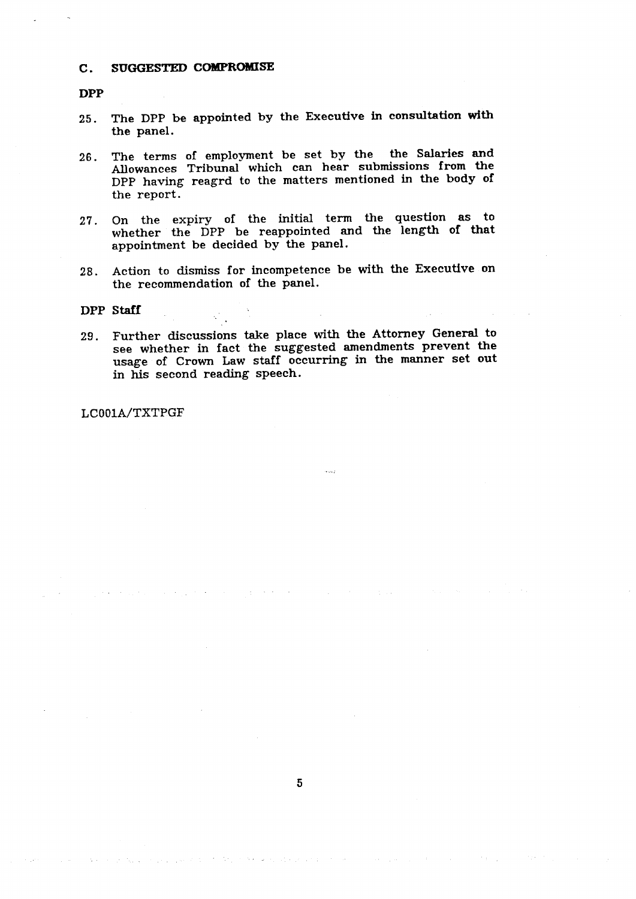## C. SUGGESTED COMPROMISE

### DPP

25. The DPP be appointed by the Executive in consultation with the panel.

26. The terms of employment be set by the  the Salaries and Allowances Tribunal which can hear submissions from the DPP having reagrd to the matters mentioned in the body of the report.

27. On the expiry of the initial term the question as to whether the DPP be reappointed and the length of that appointment be decided by the panel.

28. Action to dismiss for incompetence be with the Executive on the recommendation of the panel.

### DPP Staff

29. Further discussions take place with the Attorney General to see whether in fact the suggested amendments prevent the usage of Crown Law staff occurring in the manner set out in his second reading speech.

LC001A/TXTPGF